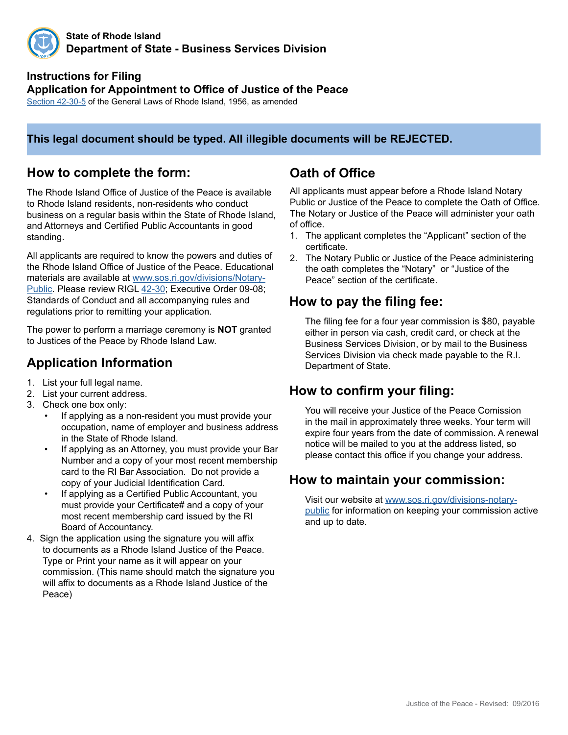**State of Rhode Island**
**Department of State - Business Services Division**

## Instructions for Filing
## Application for Appointment to Office of Justice of the Peace

Section 42-30-5 of the General Laws of Rhode Island, 1956, as amended

**This legal document should be typed. All illegible documents will be REJECTED.**

## How to complete the form:

The Rhode Island Office of Justice of the Peace is available to Rhode Island residents, non-residents who conduct business on a regular basis within the State of Rhode Island, and Attorneys and Certified Public Accountants in good standing.

All applicants are required to know the powers and duties of the Rhode Island Office of Justice of the Peace. Educational materials are available at www.sos.ri.gov/divisions/Notary-Public. Please review RIGL 42-30; Executive Order 09-08; Standards of Conduct and all accompanying rules and regulations prior to remitting your application.

The power to perform a marriage ceremony is **NOT** granted to Justices of the Peace by Rhode Island Law.

## Application Information

1. List your full legal name.
2. List your current address.
3. Check one box only:
   - If applying as a non-resident you must provide your occupation, name of employer and business address in the State of Rhode Island.
   - If applying as an Attorney, you must provide your Bar Number and a copy of your most recent membership card to the RI Bar Association. Do not provide a copy of your Judicial Identification Card.
   - If applying as a Certified Public Accountant, you must provide your Certificate# and a copy of your most recent membership card issued by the RI Board of Accountancy.
4. Sign the application using the signature you will affix to documents as a Rhode Island Justice of the Peace. Type or Print your name as it will appear on your commission. (This name should match the signature you will affix to documents as a Rhode Island Justice of the Peace)

## Oath of Office

All applicants must appear before a Rhode Island Notary Public or Justice of the Peace to complete the Oath of Office. The Notary or Justice of the Peace will administer your oath of office.

1. The applicant completes the "Applicant" section of the certificate.
2. The Notary Public or Justice of the Peace administering the oath completes the "Notary" or "Justice of the Peace" section of the certificate.

## How to pay the filing fee:

The filing fee for a four year commission is $80, payable either in person via cash, credit card, or check at the Business Services Division, or by mail to the Business Services Division via check made payable to the R.I. Department of State.

## How to confirm your filing:

You will receive your Justice of the Peace Comission in the mail in approximately three weeks. Your term will expire four years from the date of commission. A renewal notice will be mailed to you at the address listed, so please contact this office if you change your address.

## How to maintain your commission:

Visit our website at www.sos.ri.gov/divisions-notary-public for information on keeping your commission active and up to date.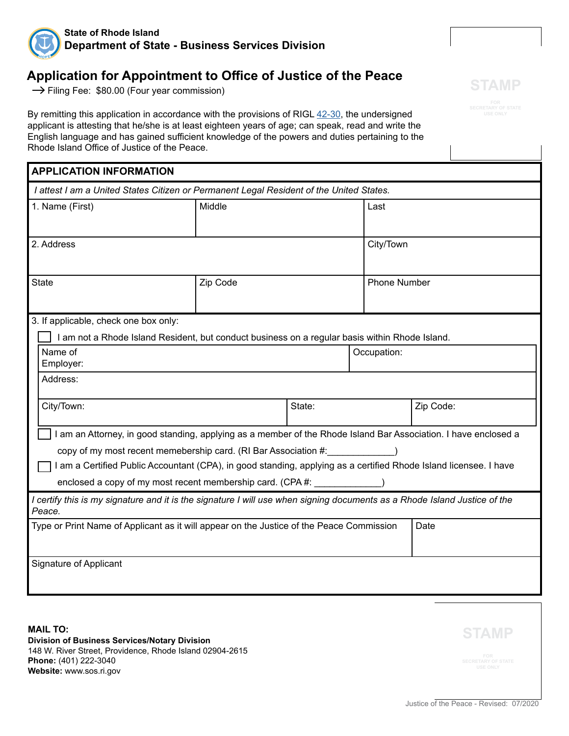**State of Rhode Island**
**Department of State - Business Services Division**

# Application for Appointment to Office of Justice of the Peace

→ Filing Fee: $80.00 (Four year commission)

STAMP
FOR SECRETARY OF STATE USE ONLY

By remitting this application in accordance with the provisions of RIGL 42-30, the undersigned applicant is attesting that he/she is at least eighteen years of age; can speak, read and write the English language and has gained sufficient knowledge of the powers and duties pertaining to the Rhode Island Office of Justice of the Peace.

## APPLICATION INFORMATION

*I attest I am a United States Citizen or Permanent Legal Resident of the United States.*

| 1. Name (First) | Middle | Last |
|---|---|---|
| | | |

| 2. Address | City/Town |
|---|---|
| | |

| State | Zip Code | Phone Number |
|---|---|---|
| | | |

3. If applicable, check one box only:

☐ I am not a Rhode Island Resident, but conduct business on a regular basis within Rhode Island.

| Name of Employer: | | Occupation: |
|---|---|---|
| Address: | | |
| City/Town: | State: | Zip Code: |

☐ I am an Attorney, in good standing, applying as a member of the Rhode Island Bar Association. I have enclosed a copy of my most recent memebership card. (RI Bar Association #:_____________)

☐ I am a Certified Public Accountant (CPA), in good standing, applying as a certified Rhode Island licensee. I have enclosed a copy of my most recent membership card. (CPA #: _____________)

*I certify this is my signature and it is the signature I will use when signing documents as a Rhode Island Justice of the Peace.*

| Type or Print Name of Applicant as it will appear on the Justice of the Peace Commission | Date |
|---|---|
| | |

| Signature of Applicant |
|---|
| |

**MAIL TO:**
**Division of Business Services/Notary Division**
148 W. River Street, Providence, Rhode Island 02904-2615
**Phone:** (401) 222-3040
**Website:** www.sos.ri.gov

STAMP
FOR SECRETARY OF STATE USE ONLY

Justice of the Peace - Revised: 07/2020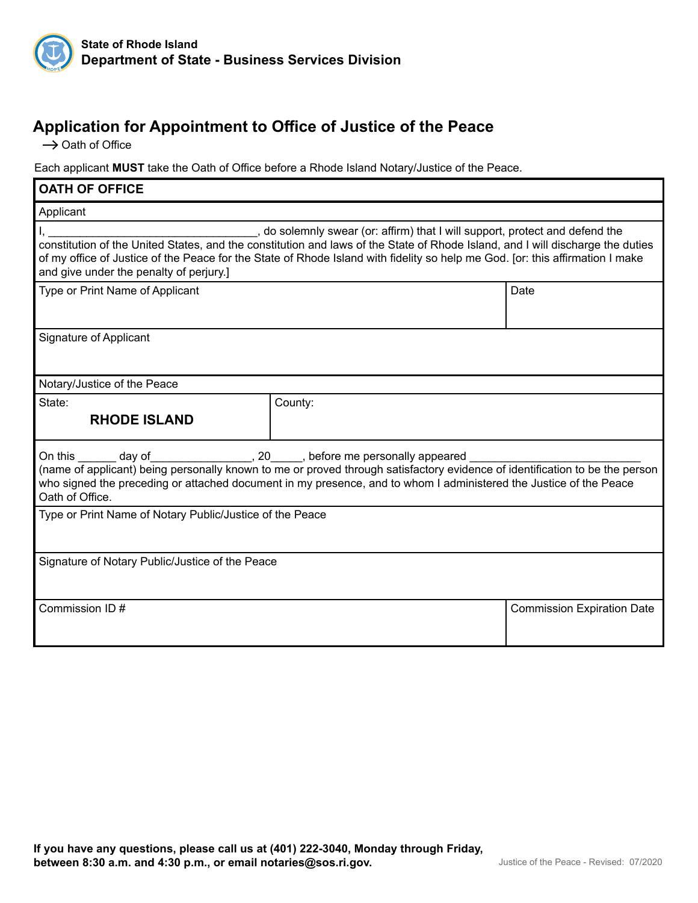**State of Rhode Island**
**Department of State - Business Services Division**

## Application for Appointment to Office of Justice of the Peace

→ Oath of Office

Each applicant **MUST** take the Oath of Office before a Rhode Island Notary/Justice of the Peace.

### OATH OF OFFICE

**Applicant**

I, ________________________________, do solemnly swear (or: affirm) that I will support, protect and defend the constitution of the United States, and the constitution and laws of the State of Rhode Island, and I will discharge the duties of my office of Justice of the Peace for the State of Rhode Island with fidelity so help me God. [or: this affirmation I make and give under the penalty of perjury.]

| Type or Print Name of Applicant | Date |
|---|---|
| | |

Signature of Applicant

**Notary/Justice of the Peace**

| State: | County: |
|---|---|
| **RHODE ISLAND** | |

On this ______ day of________________, 20_____, before me personally appeared ___________________________ (name of applicant) being personally known to me or proved through satisfactory evidence of identification to be the person who signed the preceding or attached document in my presence, and to whom I administered the Justice of the Peace Oath of Office.

Type or Print Name of Notary Public/Justice of the Peace

Signature of Notary Public/Justice of the Peace

| Commission ID # | Commission Expiration Date |
|---|---|
| | |

**If you have any questions, please call us at (401) 222-3040, Monday through Friday, between 8:30 a.m. and 4:30 p.m., or email notaries@sos.ri.gov.**

Justice of the Peace - Revised: 07/2020